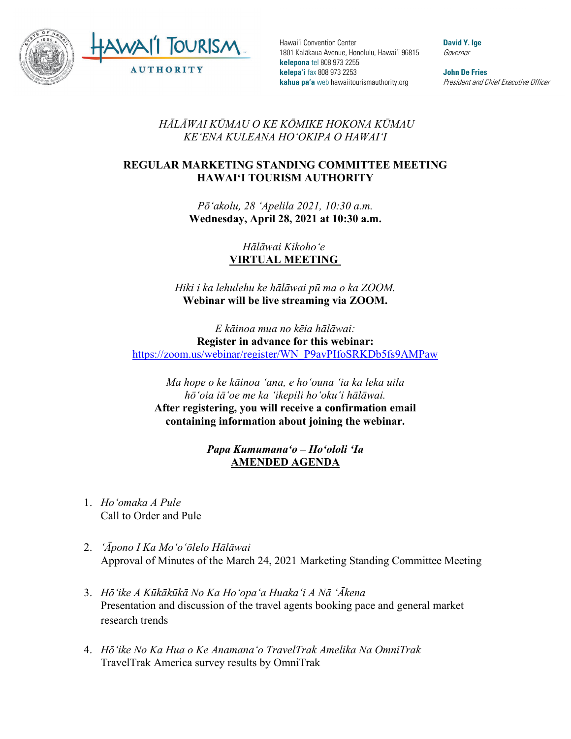Hawaiʻi Convention Center
1801 Kalākaua Avenue, Honolulu, Hawaiʻi 96815
**kelepona** tel 808 973 2255
**kelepaʻi** fax 808 973 2253
**kahua paʻa** web hawaiitourismauthority.org

**David Y. Ige**
*Governor*

**John De Fries**
*President and Chief Executive Officer*

*HĀLĀWAI KŪMAU O KE KŌMIKE HOKONA KŪMAU*
*KEʻENA KULEANA HOʻOKIPA O HAWAIʻI*

**REGULAR MARKETING STANDING COMMITTEE MEETING**
**HAWAIʻI TOURISM AUTHORITY**

*Pōʻakolu, 28 ʻApelila 2021, 10:30 a.m.*
**Wednesday, April 28, 2021 at 10:30 a.m.**

*Hālāwai Kikohoʻe*
**VIRTUAL MEETING**

*Hiki i ka lehulehu ke hālāwai pū ma o ka ZOOM.*
**Webinar will be live streaming via ZOOM.**

*E kāinoa mua no kēia hālāwai:*
**Register in advance for this webinar:**
https://zoom.us/webinar/register/WN_P9avPIfoSRKDb5fs9AMPaw

*Ma hope o ke kāinoa ʻana, e hoʻouna ʻia ka leka uila hōʻoia iāʻoe me ka ʻikepili hoʻokuʻi hālāwai.*
**After registering, you will receive a confirmation email containing information about joining the webinar.**

***Papa Kumumanaʻo – Hoʻololi ʻIa***
**AMENDED AGENDA**

1. *Hoʻomaka A Pule*
   Call to Order and Pule

2. *ʻĀpono I Ka Moʻoʻōlelo Hālāwai*
   Approval of Minutes of the March 24, 2021 Marketing Standing Committee Meeting

3. *Hōʻike A Kūkākūkā No Ka Hoʻopaʻa Huakaʻi A Nā ʻĀkena*
   Presentation and discussion of the travel agents booking pace and general market research trends

4. *Hōʻike No Ka Hua o Ke Anamanaʻo TravelTrak Amelika Na OmniTrak*
   TravelTrak America survey results by OmniTrak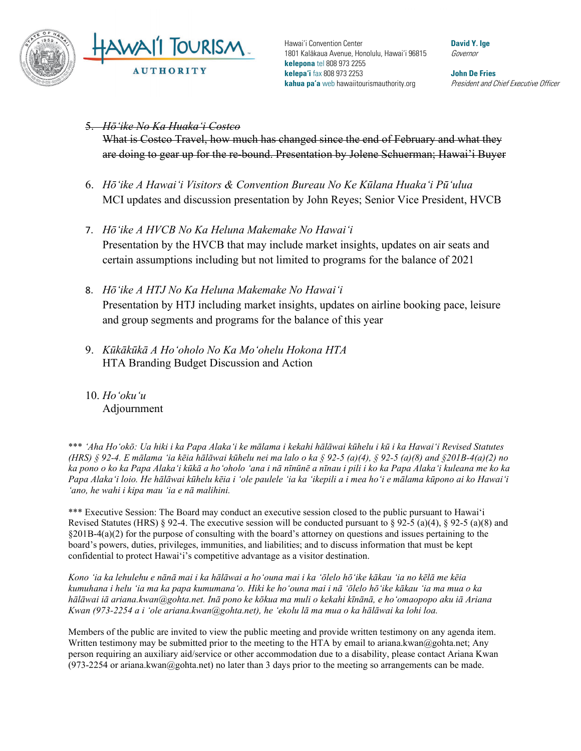5. ~~*Hōʻike No Ka Huakaʻi Costco*~~
   ~~What is Costco Travel, how much has changed since the end of February and what they are doing to gear up for the re-bound. Presentation by Jolene Schuerman; Hawaiʻi Buyer~~

6. *Hōʻike A Hawaiʻi Visitors & Convention Bureau No Ke Kūlana Huakaʻi Pūʻulua*
   MCI updates and discussion presentation by John Reyes; Senior Vice President, HVCB

7. *Hōʻike A HVCB No Ka Heluna Makemake No Hawaiʻi*
   Presentation by the HVCB that may include market insights, updates on air seats and certain assumptions including but not limited to programs for the balance of 2021

8. *Hōʻike A HTJ No Ka Heluna Makemake No Hawaiʻi*
   Presentation by HTJ including market insights, updates on airline booking pace, leisure and group segments and programs for the balance of this year

9. *Kūkākūkā A Hoʻoholo No Ka Moʻohelu Hokona HTA*
   HTA Branding Budget Discussion and Action

10. *Hoʻokuʻu*
    Adjournment

*\*\*\* ʻAha Hoʻokō: Ua hiki i ka Papa Alakaʻi ke mālama i kekahi hālāwai kūhelu i kū i ka Hawaiʻi Revised Statutes (HRS) § 92-4. E mālama ʻia kēia hālāwai kūhelu nei ma lalo o ka § 92-5 (a)(4), § 92-5 (a)(8) and §201B-4(a)(2) no ka pono o ko ka Papa Alakaʻi kūkā a hoʻoholo ʻana i nā nīnūnē a nīnau i pili i ko ka Papa Alakaʻi kuleana me ko ka Papa Alakaʻi loio. He hālāwai kūhelu kēia i ʻole paulele ʻia ka ʻikepili a i mea hoʻi e mālama kūpono ai ko Hawaiʻi ʻano, he wahi i kipa mau ʻia e nā malihini.*

\*\*\* Executive Session: The Board may conduct an executive session closed to the public pursuant to Hawaiʻi Revised Statutes (HRS) § 92-4. The executive session will be conducted pursuant to § 92-5 (a)(4), § 92-5 (a)(8) and §201B-4(a)(2) for the purpose of consulting with the board's attorney on questions and issues pertaining to the board's powers, duties, privileges, immunities, and liabilities; and to discuss information that must be kept confidential to protect Hawaiʻi's competitive advantage as a visitor destination.

*Kono ʻia ka lehulehu e nānā mai i ka hālāwai a hoʻouna mai i ka ʻōlelo hōʻike kākau ʻia no kēlā me kēia kumuhana i helu ʻia ma ka papa kumumanaʻo. Hiki ke hoʻouna mai i nā ʻōlelo hōʻike kākau ʻia ma mua o ka hālāwai iā ariana.kwan@gohta.net. Inā pono ke kōkua ma muli o kekahi kīnānā, e hoʻomaopopo aku iā Ariana Kwan (973-2254 a i ʻole ariana.kwan@gohta.net), he ʻekolu lā ma mua o ka hālāwai ka lohi loa.*

Members of the public are invited to view the public meeting and provide written testimony on any agenda item. Written testimony may be submitted prior to the meeting to the HTA by email to ariana.kwan@gohta.net; Any person requiring an auxiliary aid/service or other accommodation due to a disability, please contact Ariana Kwan (973-2254 or ariana.kwan@gohta.net) no later than 3 days prior to the meeting so arrangements can be made.